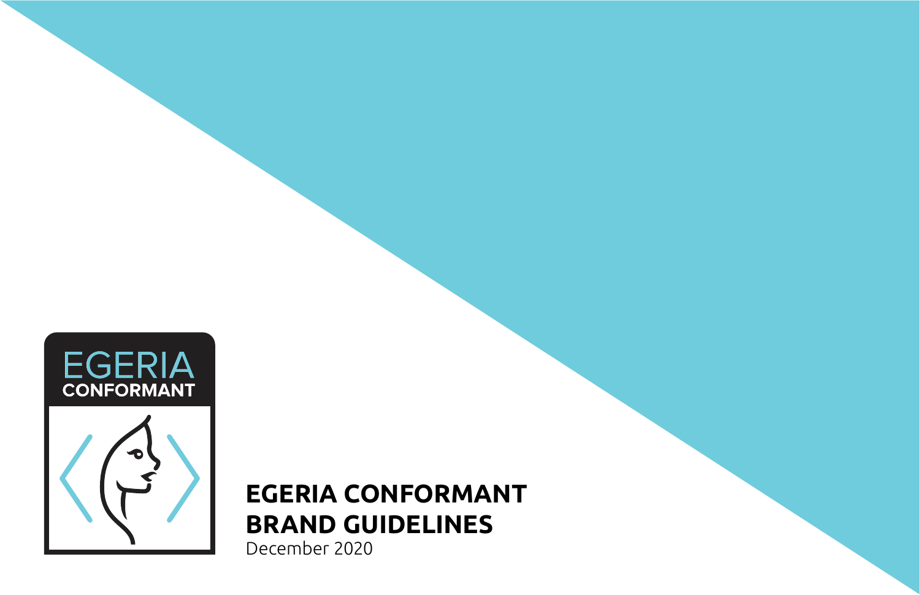# EGERIA CONFORMANT BRAND GUIDELINES

December 2020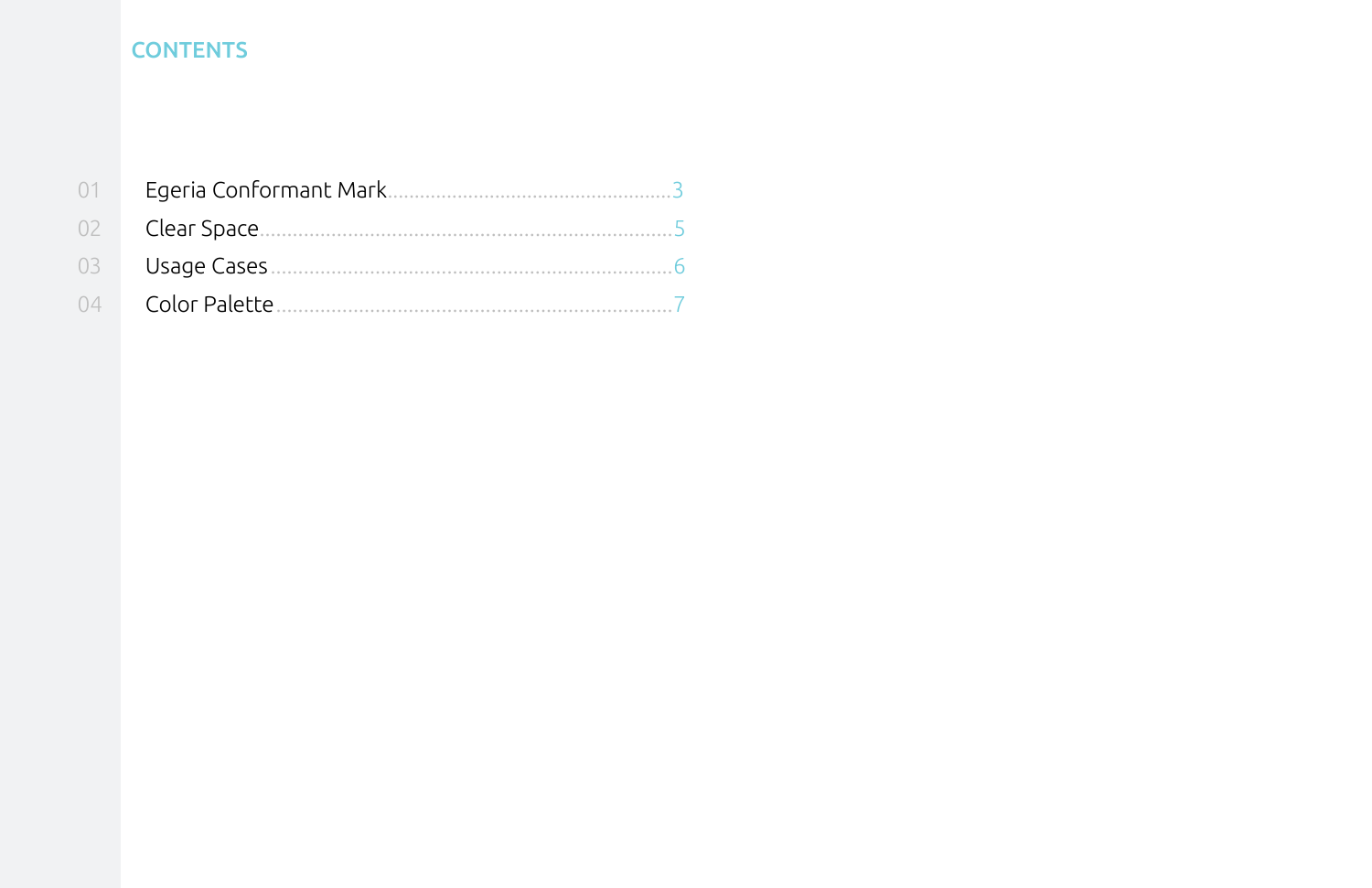# CONTENTS

| | | |
|---|---|---|
| 01 | Egeria Conformant Mark | 3 |
| 02 | Clear Space | 5 |
| 03 | Usage Cases | 6 |
| 04 | Color Palette | 7 |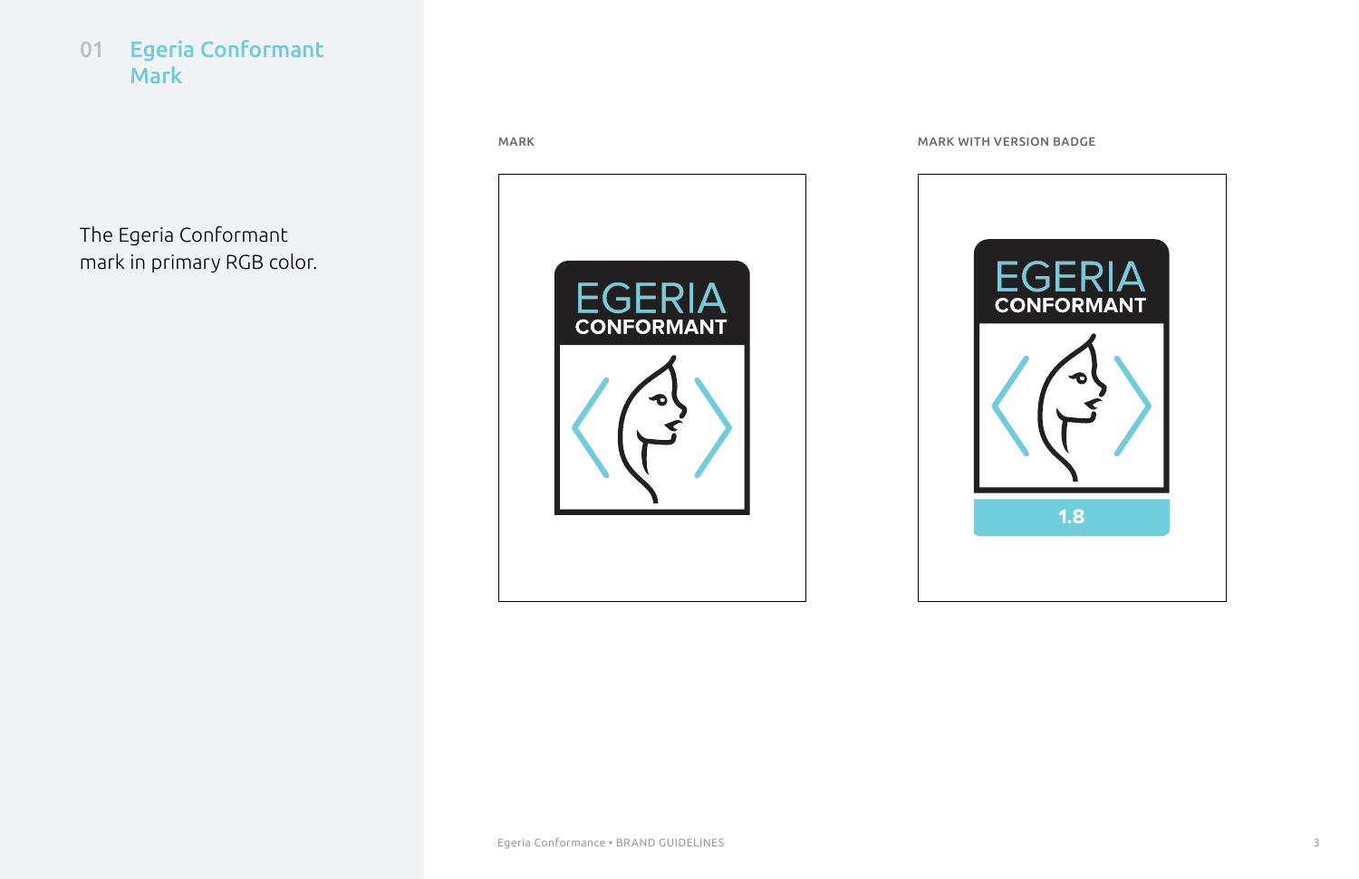## 01 Egeria Conformant Mark

The Egeria Conformant mark in primary RGB color.

MARK

EGERIA CONFORMANT

MARK WITH VERSION BADGE

EGERIA CONFORMANT

1.8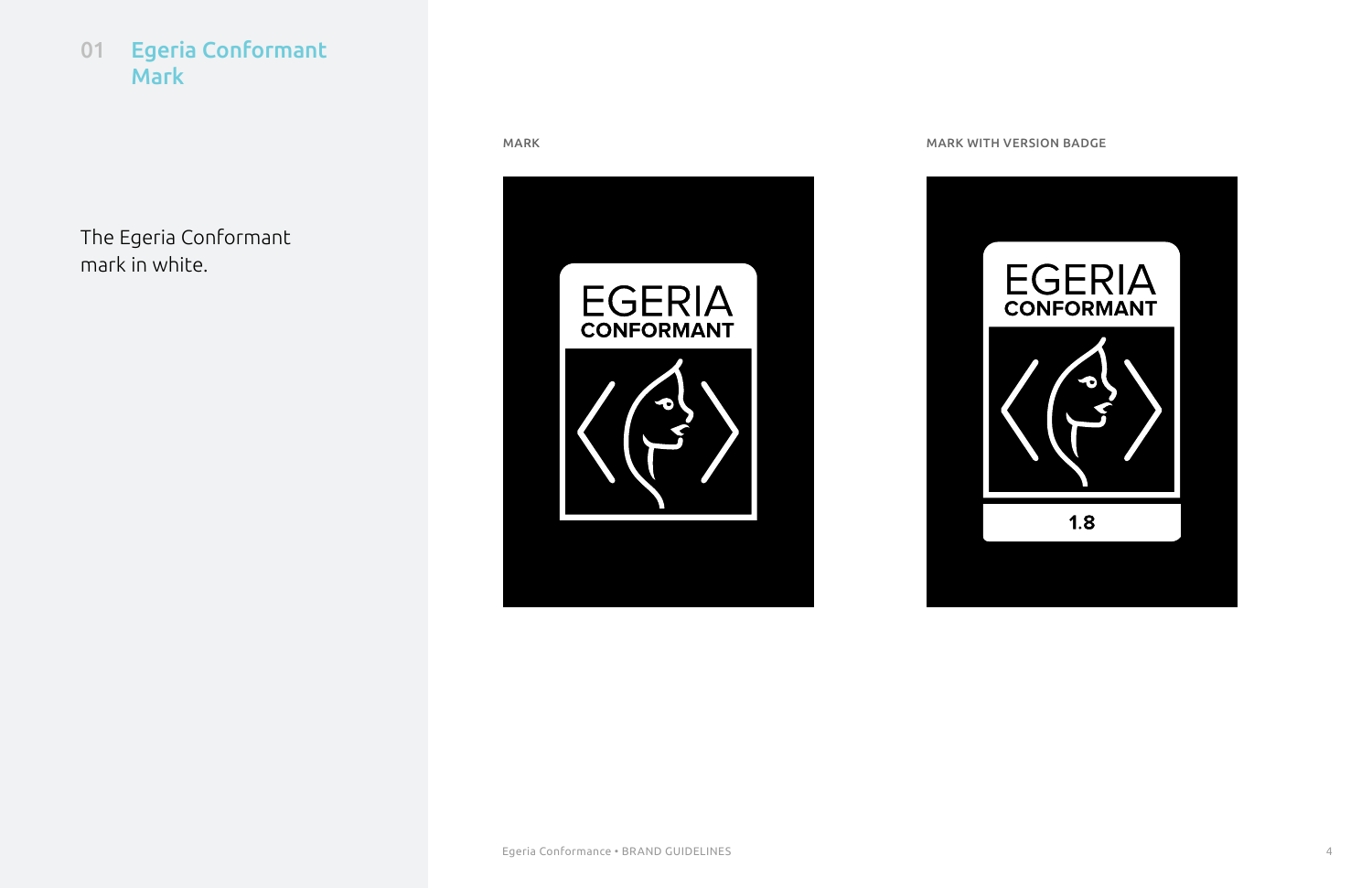## 01 Egeria Conformant Mark

The Egeria Conformant mark in white.

MARK

MARK WITH VERSION BADGE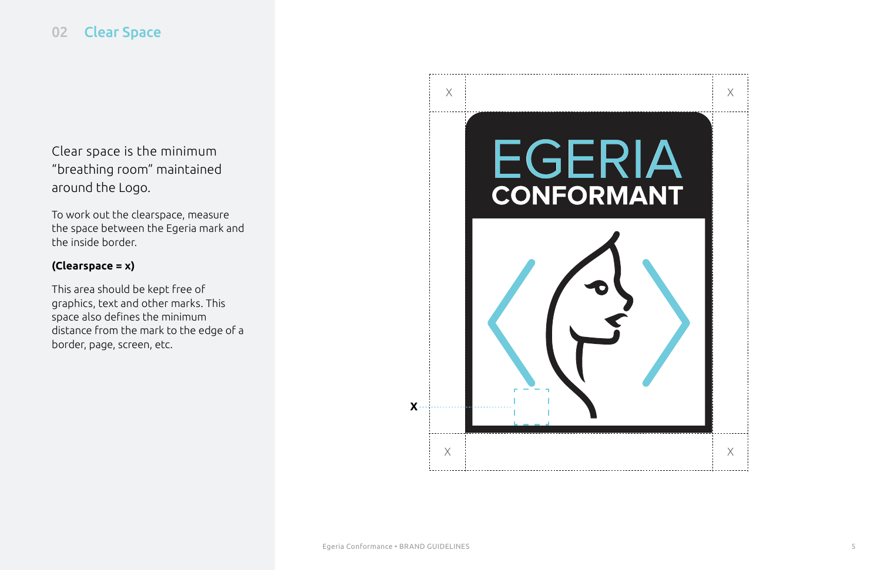## 02 Clear Space

Clear space is the minimum "breathing room" maintained around the Logo.

To work out the clearspace, measure the space between the Egeria mark and the inside border.

**(Clearspace = x)**

This area should be kept free of graphics, text and other marks. This space also defines the minimum distance from the mark to the edge of a border, page, screen, etc.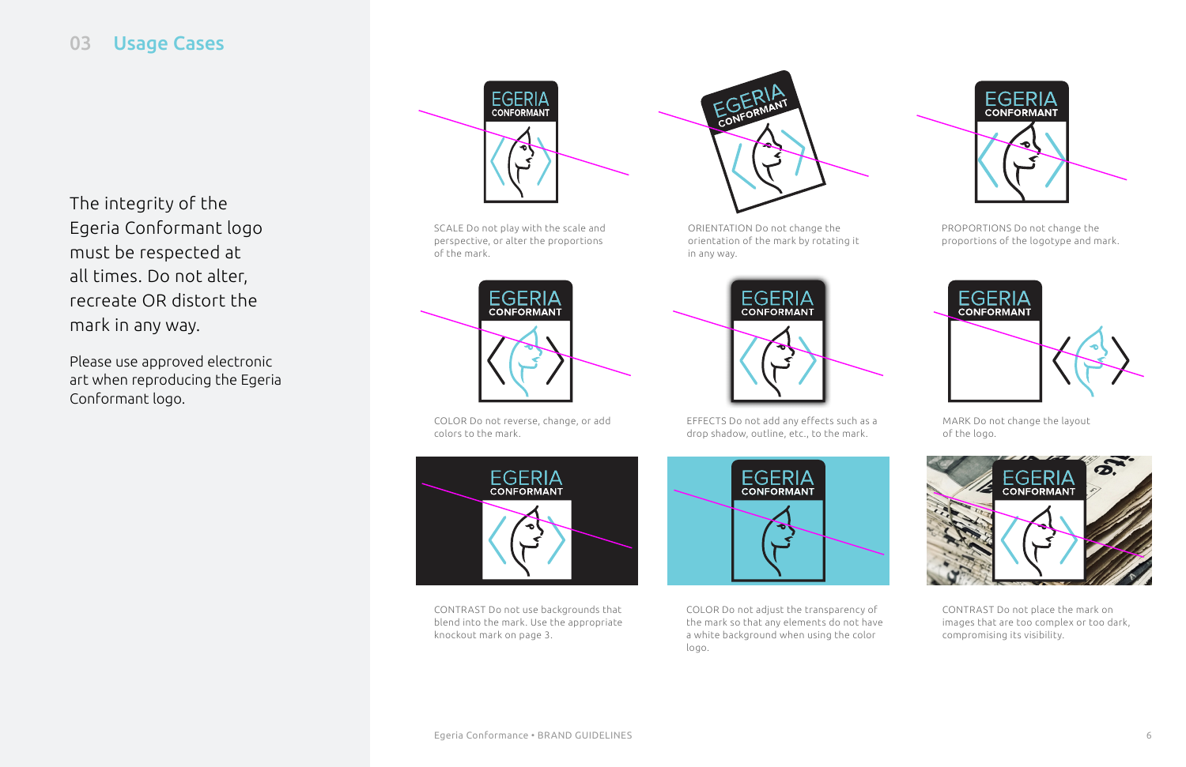## 03 Usage Cases

The integrity of the Egeria Conformant logo must be respected at all times. Do not alter, recreate OR distort the mark in any way.

Please use approved electronic art when reproducing the Egeria Conformant logo.

SCALE Do not play with the scale and perspective, or alter the proportions of the mark.

ORIENTATION Do not change the orientation of the mark by rotating it in any way.

PROPORTIONS Do not change the proportions of the logotype and mark.

COLOR Do not reverse, change, or add colors to the mark.

EFFECTS Do not add any effects such as a drop shadow, outline, etc., to the mark.

MARK Do not change the layout of the logo.

CONTRAST Do not use backgrounds that blend into the mark. Use the appropriate knockout mark on page 3.

COLOR Do not adjust the transparency of the mark so that any elements do not have a white background when using the color logo.

CONTRAST Do not place the mark on images that are too complex or too dark, compromising its visibility.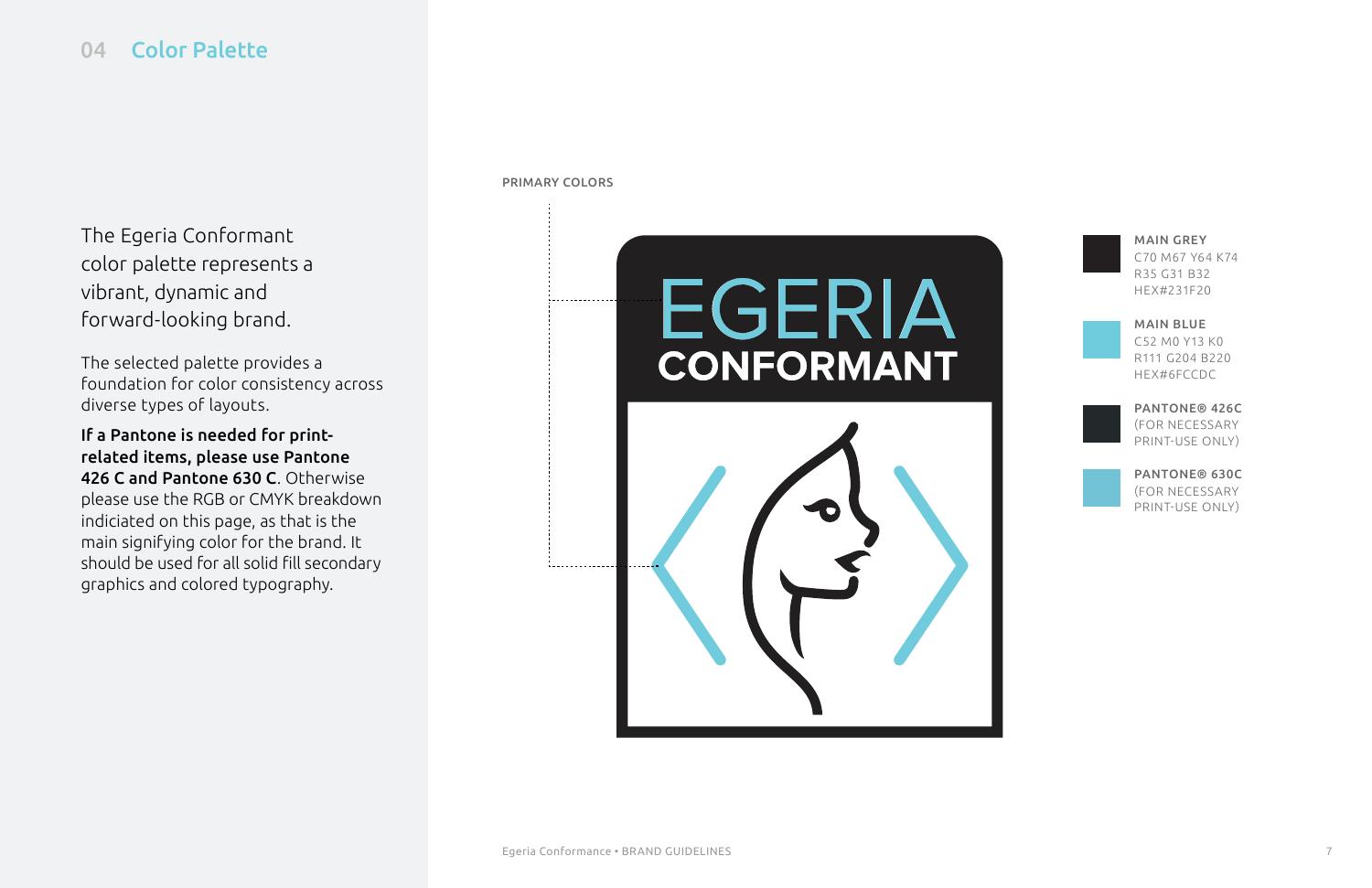## 04 Color Palette

The Egeria Conformant color palette represents a vibrant, dynamic and forward-looking brand.

The selected palette provides a foundation for color consistency across diverse types of layouts.

**If a Pantone is needed for print-related items, please use Pantone 426 C and Pantone 630 C**. Otherwise please use the RGB or CMYK breakdown indiciated on this page, as that is the main signifying color for the brand. It should be used for all solid fill secondary graphics and colored typography.

PRIMARY COLORS

EGERIA
CONFORMANT

**MAIN GREY**
C70 M67 Y64 K74
R35 G31 B32
HEX#231F20

**MAIN BLUE**
C52 M0 Y13 K0
R111 G204 B220
HEX#6FCCDC

**PANTONE® 426C**
(FOR NECESSARY PRINT-USE ONLY)

**PANTONE® 630C**
(FOR NECESSARY PRINT-USE ONLY)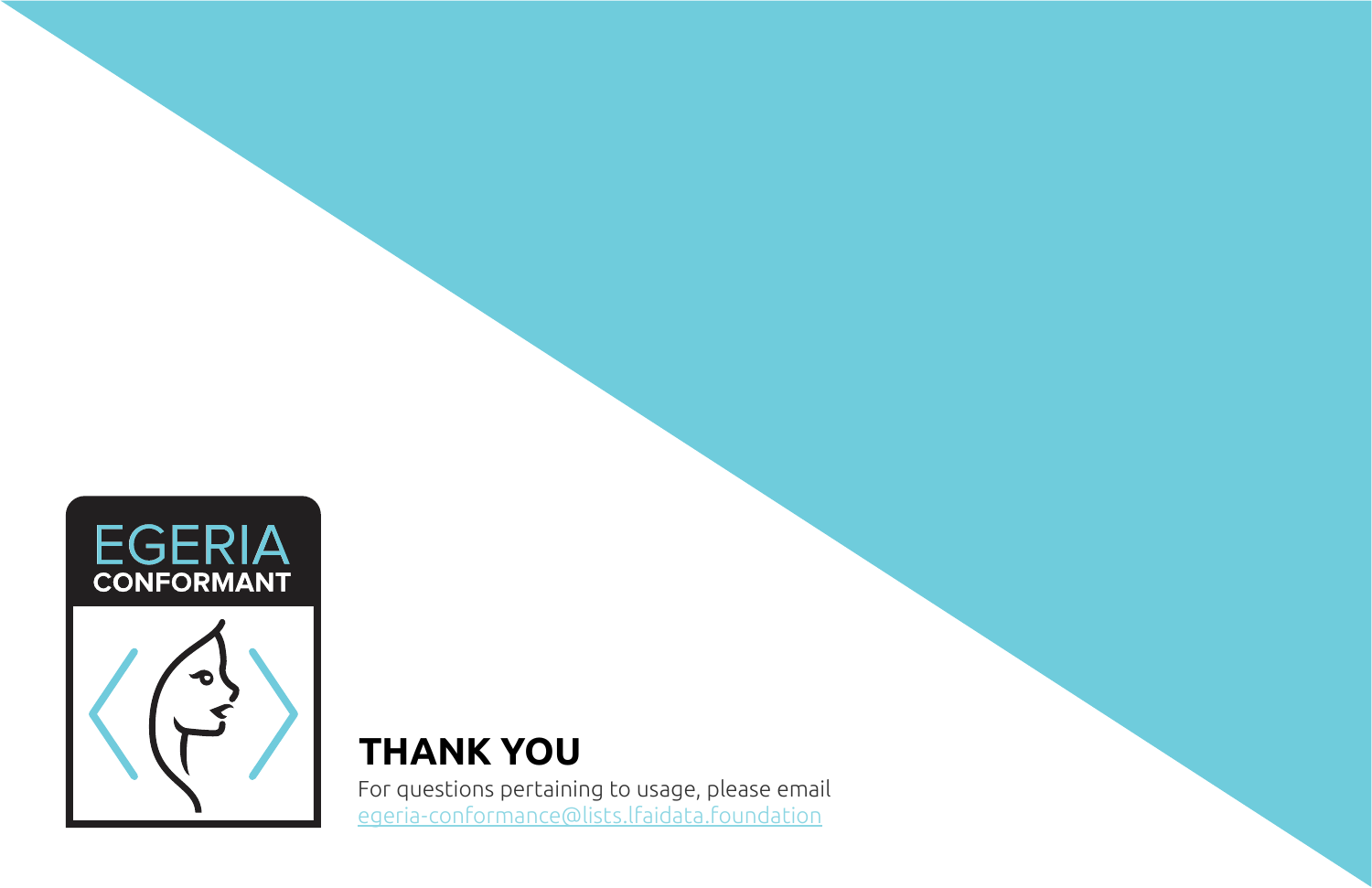EGERIA CONFORMANT

# THANK YOU

For questions pertaining to usage, please email
egeria-conformance@lists.lfaidata.foundation